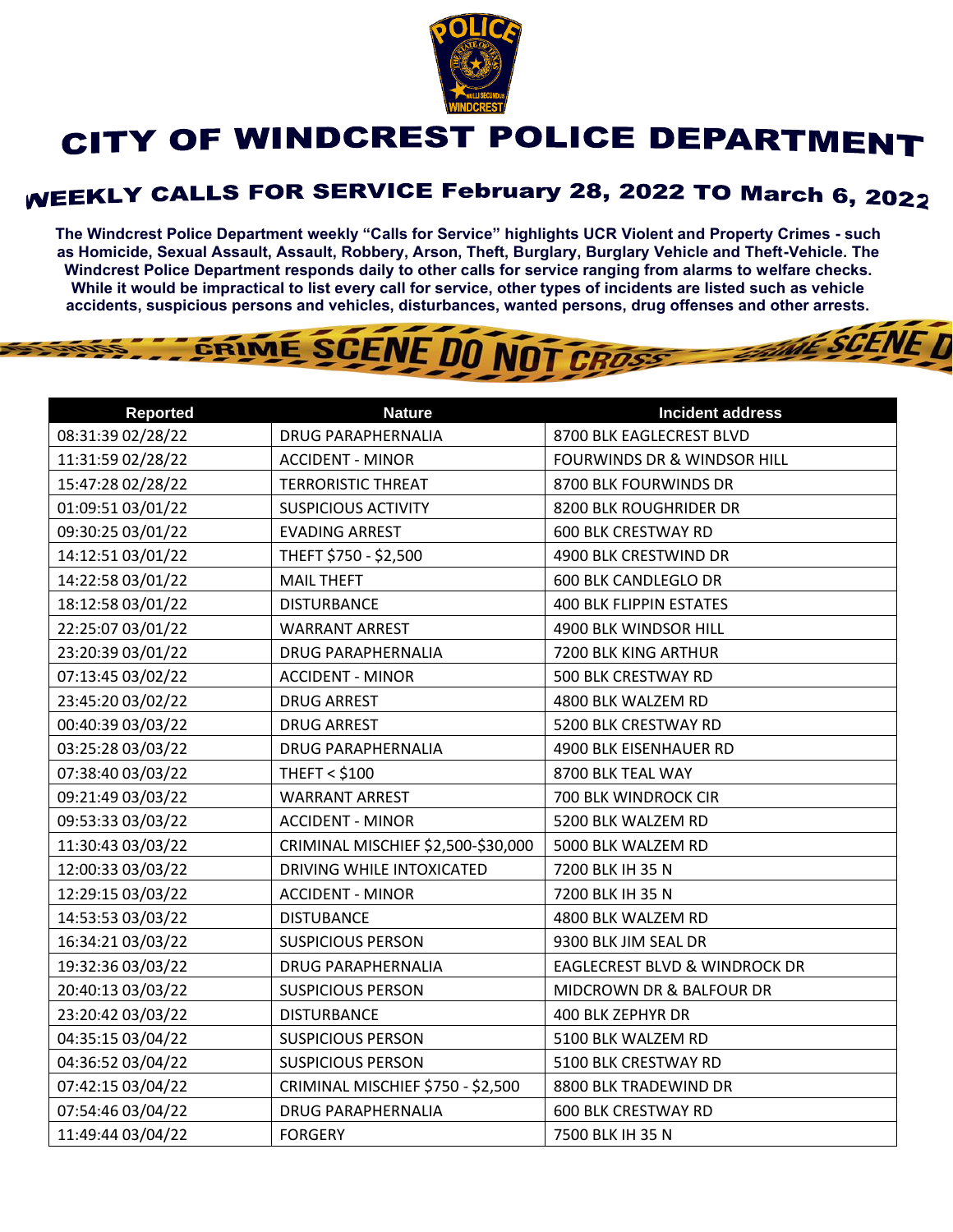# CITY OF WINDCREST POLICE DEPARTMENT

## WEEKLY CALLS FOR SERVICE February 28, 2022 TO March 6, 2022

**The Windcrest Police Department weekly "Calls for Service" highlights UCR Violent and Property Crimes - such as Homicide, Sexual Assault, Assault, Robbery, Arson, Theft, Burglary, Burglary Vehicle and Theft-Vehicle. The Windcrest Police Department responds daily to other calls for service ranging from alarms to welfare checks. While it would be impractical to list every call for service, other types of incidents are listed such as vehicle accidents, suspicious persons and vehicles, disturbances, wanted persons, drug offenses and other arrests.**

| Reported | Nature | Incident address |
|---|---|---|
| 08:31:39 02/28/22 | DRUG PARAPHERNALIA | 8700 BLK EAGLECREST BLVD |
| 11:31:59 02/28/22 | ACCIDENT - MINOR | FOURWINDS DR & WINDSOR HILL |
| 15:47:28 02/28/22 | TERRORISTIC THREAT | 8700 BLK FOURWINDS DR |
| 01:09:51 03/01/22 | SUSPICIOUS ACTIVITY | 8200 BLK ROUGHRIDER DR |
| 09:30:25 03/01/22 | EVADING ARREST | 600 BLK CRESTWAY RD |
| 14:12:51 03/01/22 | THEFT $750 - $2,500 | 4900 BLK CRESTWIND DR |
| 14:22:58 03/01/22 | MAIL THEFT | 600 BLK CANDLEGLO DR |
| 18:12:58 03/01/22 | DISTURBANCE | 400 BLK FLIPPIN ESTATES |
| 22:25:07 03/01/22 | WARRANT ARREST | 4900 BLK WINDSOR HILL |
| 23:20:39 03/01/22 | DRUG PARAPHERNALIA | 7200 BLK KING ARTHUR |
| 07:13:45 03/02/22 | ACCIDENT - MINOR | 500 BLK CRESTWAY RD |
| 23:45:20 03/02/22 | DRUG ARREST | 4800 BLK WALZEM RD |
| 00:40:39 03/03/22 | DRUG ARREST | 5200 BLK CRESTWAY RD |
| 03:25:28 03/03/22 | DRUG PARAPHERNALIA | 4900 BLK EISENHAUER RD |
| 07:38:40 03/03/22 | THEFT < $100 | 8700 BLK TEAL WAY |
| 09:21:49 03/03/22 | WARRANT ARREST | 700 BLK WINDROCK CIR |
| 09:53:33 03/03/22 | ACCIDENT - MINOR | 5200 BLK WALZEM RD |
| 11:30:43 03/03/22 | CRIMINAL MISCHIEF $2,500-$30,000 | 5000 BLK WALZEM RD |
| 12:00:33 03/03/22 | DRIVING WHILE INTOXICATED | 7200 BLK IH 35 N |
| 12:29:15 03/03/22 | ACCIDENT - MINOR | 7200 BLK IH 35 N |
| 14:53:53 03/03/22 | DISTUBANCE | 4800 BLK WALZEM RD |
| 16:34:21 03/03/22 | SUSPICIOUS PERSON | 9300 BLK JIM SEAL DR |
| 19:32:36 03/03/22 | DRUG PARAPHERNALIA | EAGLECREST BLVD & WINDROCK DR |
| 20:40:13 03/03/22 | SUSPICIOUS PERSON | MIDCROWN DR & BALFOUR DR |
| 23:20:42 03/03/22 | DISTURBANCE | 400 BLK ZEPHYR DR |
| 04:35:15 03/04/22 | SUSPICIOUS PERSON | 5100 BLK WALZEM RD |
| 04:36:52 03/04/22 | SUSPICIOUS PERSON | 5100 BLK CRESTWAY RD |
| 07:42:15 03/04/22 | CRIMINAL MISCHIEF $750 - $2,500 | 8800 BLK TRADEWIND DR |
| 07:54:46 03/04/22 | DRUG PARAPHERNALIA | 600 BLK CRESTWAY RD |
| 11:49:44 03/04/22 | FORGERY | 7500 BLK IH 35 N |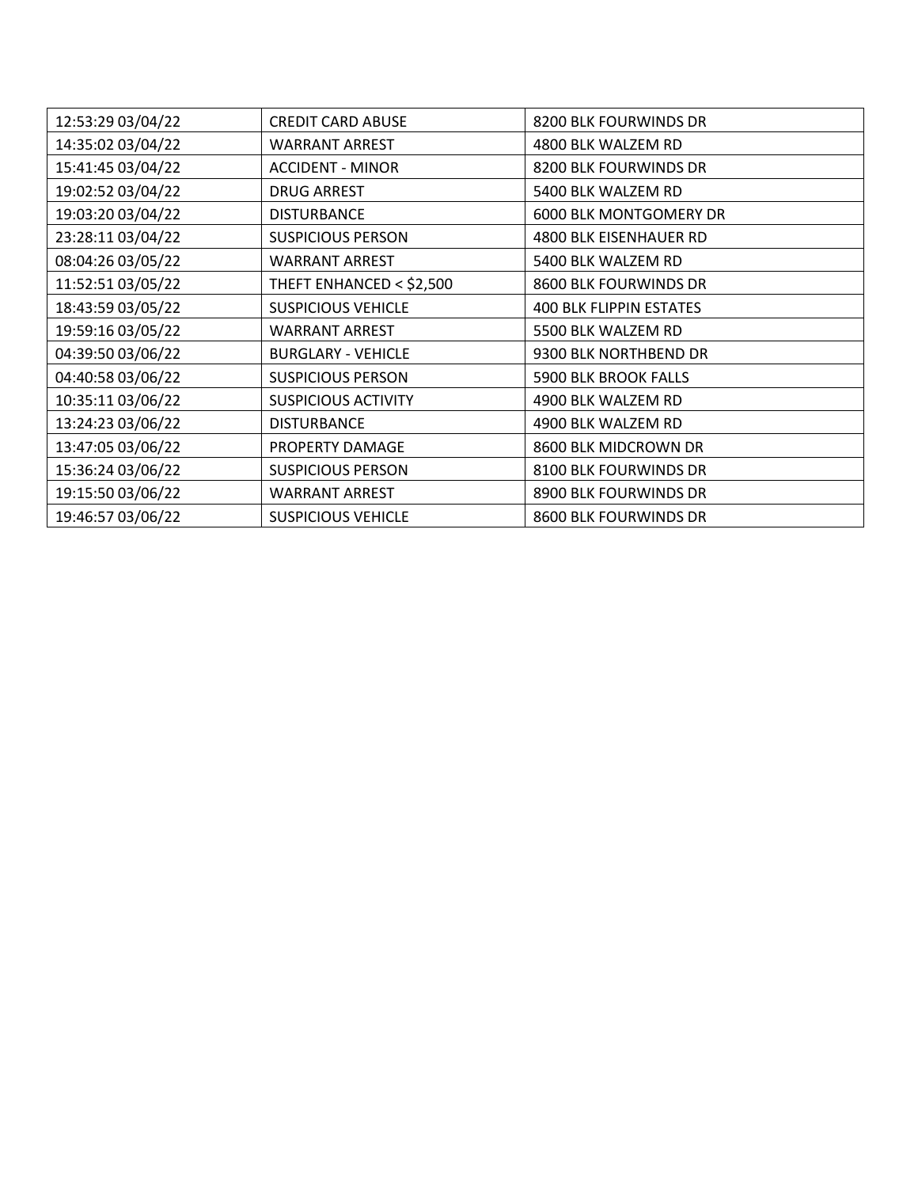| | | |
|---|---|---|
| 12:53:29 03/04/22 | CREDIT CARD ABUSE | 8200 BLK FOURWINDS DR |
| 14:35:02 03/04/22 | WARRANT ARREST | 4800 BLK WALZEM RD |
| 15:41:45 03/04/22 | ACCIDENT - MINOR | 8200 BLK FOURWINDS DR |
| 19:02:52 03/04/22 | DRUG ARREST | 5400 BLK WALZEM RD |
| 19:03:20 03/04/22 | DISTURBANCE | 6000 BLK MONTGOMERY DR |
| 23:28:11 03/04/22 | SUSPICIOUS PERSON | 4800 BLK EISENHAUER RD |
| 08:04:26 03/05/22 | WARRANT ARREST | 5400 BLK WALZEM RD |
| 11:52:51 03/05/22 | THEFT ENHANCED < $2,500 | 8600 BLK FOURWINDS DR |
| 18:43:59 03/05/22 | SUSPICIOUS VEHICLE | 400 BLK FLIPPIN ESTATES |
| 19:59:16 03/05/22 | WARRANT ARREST | 5500 BLK WALZEM RD |
| 04:39:50 03/06/22 | BURGLARY - VEHICLE | 9300 BLK NORTHBEND DR |
| 04:40:58 03/06/22 | SUSPICIOUS PERSON | 5900 BLK BROOK FALLS |
| 10:35:11 03/06/22 | SUSPICIOUS ACTIVITY | 4900 BLK WALZEM RD |
| 13:24:23 03/06/22 | DISTURBANCE | 4900 BLK WALZEM RD |
| 13:47:05 03/06/22 | PROPERTY DAMAGE | 8600 BLK MIDCROWN DR |
| 15:36:24 03/06/22 | SUSPICIOUS PERSON | 8100 BLK FOURWINDS DR |
| 19:15:50 03/06/22 | WARRANT ARREST | 8900 BLK FOURWINDS DR |
| 19:46:57 03/06/22 | SUSPICIOUS VEHICLE | 8600 BLK FOURWINDS DR |